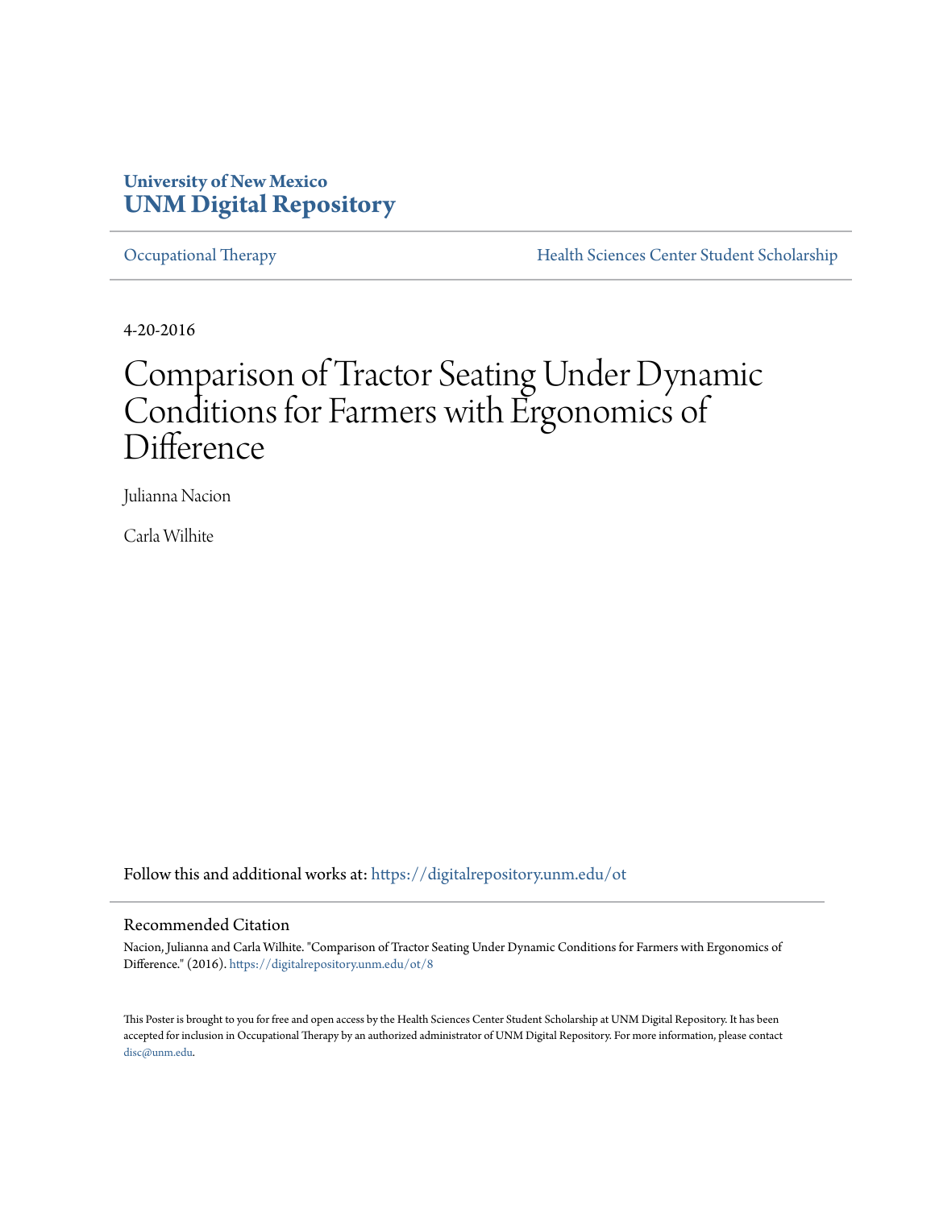University of New Mexico
**UNM Digital Repository**

Occupational Therapy | Health Sciences Center Student Scholarship

4-20-2016

# Comparison of Tractor Seating Under Dynamic Conditions for Farmers with Ergonomics of Difference

Julianna Nacion

Carla Wilhite

Follow this and additional works at: https://digitalrepository.unm.edu/ot

## Recommended Citation

Nacion, Julianna and Carla Wilhite. "Comparison of Tractor Seating Under Dynamic Conditions for Farmers with Ergonomics of Difference." (2016). https://digitalrepository.unm.edu/ot/8

This Poster is brought to you for free and open access by the Health Sciences Center Student Scholarship at UNM Digital Repository. It has been accepted for inclusion in Occupational Therapy by an authorized administrator of UNM Digital Repository. For more information, please contact disc@unm.edu.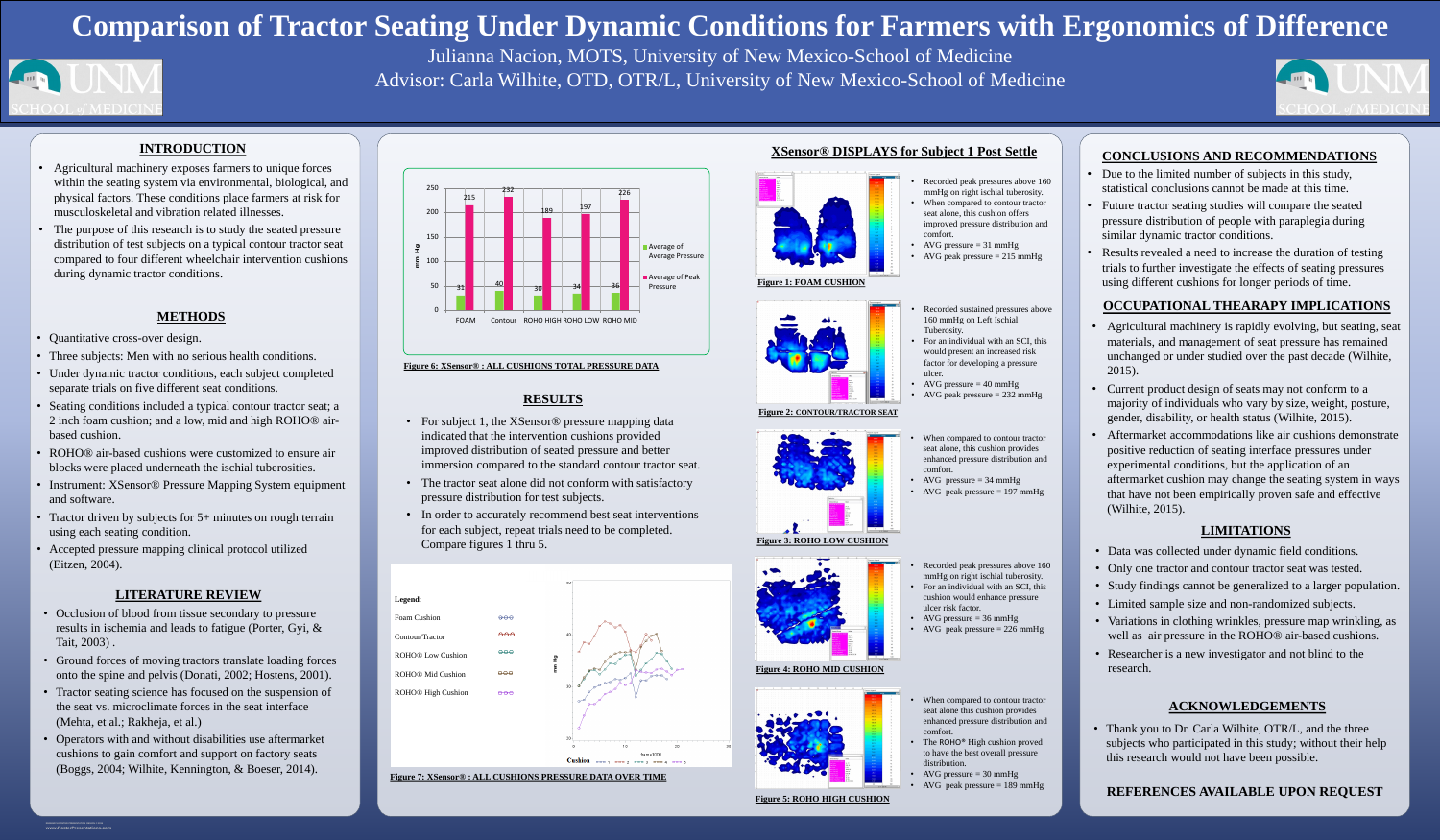# Comparison of Tractor Seating Under Dynamic Conditions for Farmers with Ergonomics of Difference

Julianna Nacion, MOTS, University of New Mexico-School of Medicine

Advisor: Carla Wilhite, OTD, OTR/L, University of New Mexico-School of Medicine

## INTRODUCTION

- Agricultural machinery exposes farmers to unique forces within the seating system via environmental, biological, and physical factors. These conditions place farmers at risk for musculoskeletal and vibration related illnesses.
- The purpose of this research is to study the seated pressure distribution of test subjects on a typical contour tractor seat compared to four different wheelchair intervention cushions during dynamic tractor conditions.

## METHODS

- Quantitative cross-over design.
- Three subjects: Men with no serious health conditions.
- Under dynamic tractor conditions, each subject completed separate trials on five different seat conditions.
- Seating conditions included a typical contour tractor seat; a 2 inch foam cushion; and a low, mid and high ROHO® air-based cushion.
- ROHO® air-based cushions were customized to ensure air blocks were placed underneath the ischial tuberosities.
- Instrument: XSensor® Pressure Mapping System equipment and software.
- Tractor driven by subjects for 5+ minutes on rough terrain using each seating condition.
- Accepted pressure mapping clinical protocol utilized (Eitzen, 2004).

## LITERATURE REVIEW

- Occlusion of blood from tissue secondary to pressure results in ischemia and leads to fatigue (Porter, Gyi, & Tait, 2003) .
- Ground forces of moving tractors translate loading forces onto the spine and pelvis (Donati, 2002; Hostens, 2001).
- Tractor seating science has focused on the suspension of the seat vs. microclimate forces in the seat interface (Mehta, et al.; Rakheja, et al.)
- Operators with and without disabilities use aftermarket cushions to gain comfort and support on factory seats (Boggs, 2004; Wilhite, Kennington, & Boeser, 2014).

250
200
150
100
50
0
mm Hg
215
232
189
197
226
31
40
30
34
36
FOAM
Contour
ROHO HIGH
ROHO LOW
ROHO MID
Average of Average Pressure
Average of Peak Pressure

Figure 6: XSensor® : ALL CUSHIONS TOTAL PRESSURE DATA

## RESULTS

- For subject 1, the XSensor® pressure mapping data indicated that the intervention cushions provided improved distribution of seated pressure and better immersion compared to the standard contour tractor seat.
- The tractor seat alone did not conform with satisfactory pressure distribution for test subjects.
- In order to accurately recommend best seat interventions for each subject, repeat trials need to be completed. Compare figures 1 thru 5.

Legend:
Foam Cushion
Contour/Tractor
ROHO® Low Cushion
ROHO® Mid Cushion
ROHO® High Cushion
mm Hg
Cushion

Figure 7: XSensor® : ALL CUSHIONS PRESSURE DATA OVER TIME

## XSensor® DISPLAYS for Subject 1 Post Settle

- Recorded peak pressures above 160 mmHg on right ischial tuberosity.
- When compared to contour tractor seat alone, this cushion offers improved pressure distribution and comfort.
- AVG pressure = 31 mmHg
- AVG peak pressure = 215 mmHg

Figure 1: FOAM CUSHION

- Recorded sustained pressures above 160 mmHg on Left Ischial Tuberosity.
- For an individual with an SCI, this would present an increased risk factor for developing a pressure ulcer.
- AVG pressure = 40 mmHg
- AVG peak pressure = 232 mmHg

Figure 2: CONTOUR/TRACTOR SEAT

- When compared to contour tractor seat alone, this cushion provides enhanced pressure distribution and comfort.
- AVG pressure = 34 mmHg
- AVG peak pressure = 197 mmHg

Figure 3: ROHO LOW CUSHION

- Recorded peak pressures above 160 mmHg on right ischial tuberosity.
- For an individual with an SCI, this cushion would enhance pressure ulcer risk factor.
- AVG pressure = 36 mmHg
- AVG peak pressure = 226 mmHg

Figure 4: ROHO MID CUSHION

- When compared to contour tractor seat alone this cushion provides enhanced pressure distribution and comfort.
- The ROHO® High cushion proved to have the best overall pressure distribution.
- AVG pressure = 30 mmHg
- AVG peak pressure = 189 mmHg

Figure 5: ROHO HIGH CUSHION

## CONCLUSIONS AND RECOMMENDATIONS

- Due to the limited number of subjects in this study, statistical conclusions cannot be made at this time.
- Future tractor seating studies will compare the seated pressure distribution of people with paraplegia during similar dynamic tractor conditions.
- Results revealed a need to increase the duration of testing trials to further investigate the effects of seating pressures using different cushions for longer periods of time.

## OCCUPATIONAL THEARAPY IMPLICATIONS

- Agricultural machinery is rapidly evolving, but seating, seat materials, and management of seat pressure has remained unchanged or under studied over the past decade (Wilhite, 2015).
- Current product design of seats may not conform to a majority of individuals who vary by size, weight, posture, gender, disability, or health status (Wilhite, 2015).
- Aftermarket accommodations like air cushions demonstrate positive reduction of seating interface pressures under experimental conditions, but the application of an aftermarket cushion may change the seating system in ways that have not been empirically proven safe and effective (Wilhite, 2015).

## LIMITATIONS

- Data was collected under dynamic field conditions.
- Only one tractor and contour tractor seat was tested.
- Study findings cannot be generalized to a larger population.
- Limited sample size and non-randomized subjects.
- Variations in clothing wrinkles, pressure map wrinkling, as well as air pressure in the ROHO® air-based cushions.
- Researcher is a new investigator and not blind to the research.

## ACKNOWLEDGEMENTS

- Thank you to Dr. Carla Wilhite, OTR/L, and the three subjects who participated in this study; without their help this research would not have been possible.

**REFERENCES AVAILABLE UPON REQUEST**